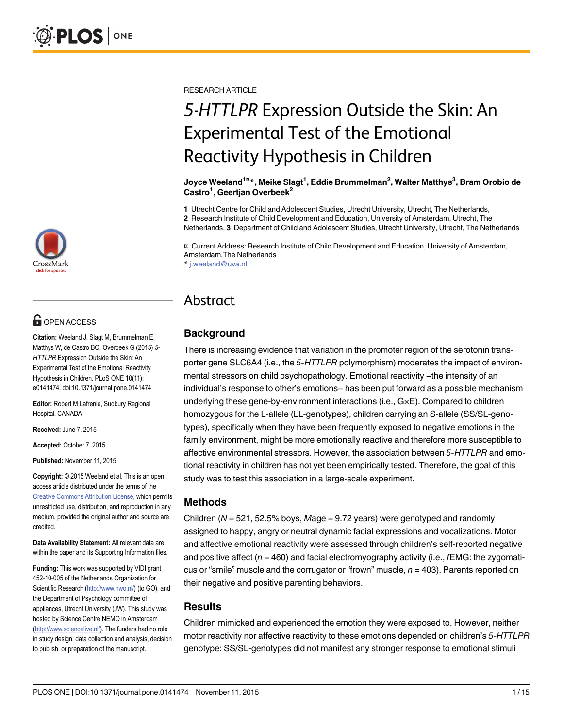RESEARCH ARTICLE

# *5-HTTLPR* Expression Outside the Skin: An Experimental Test of the Emotional Reactivity Hypothesis in Children

**Joyce Weeland[1¤]*, Meike Slagt[1], Eddie Brummelman[2], Walter Matthys[3], Bram Orobio de Castro[1], Geertjan Overbeek[2]**

**1** Utrecht Centre for Child and Adolescent Studies, Utrecht University, Utrecht, The Netherlands, **2** Research Institute of Child Development and Education, University of Amsterdam, Utrecht, The Netherlands, **3** Department of Child and Adolescent Studies, Utrecht University, Utrecht, The Netherlands

¤ Current Address: Research Institute of Child Development and Education, University of Amsterdam, Amsterdam,The Netherlands
* j.weeland@uva.nl

OPEN ACCESS

**Citation:** Weeland J, Slagt M, Brummelman E, Matthys W, de Castro BO, Overbeek G (2015) *5-HTTLPR* Expression Outside the Skin: An Experimental Test of the Emotional Reactivity Hypothesis in Children. PLoS ONE 10(11): e0141474. doi:10.1371/journal.pone.0141474

**Editor:** Robert M Lafrenie, Sudbury Regional Hospital, CANADA

**Received:** June 7, 2015

**Accepted:** October 7, 2015

**Published:** November 11, 2015

**Copyright:** © 2015 Weeland et al. This is an open access article distributed under the terms of the Creative Commons Attribution License, which permits unrestricted use, distribution, and reproduction in any medium, provided the original author and source are credited.

**Data Availability Statement:** All relevant data are within the paper and its Supporting Information files.

**Funding:** This work was supported by VIDI grant 452-10-005 of the Netherlands Organization for Scientific Research (http://www.nwo.nl/) (to GO), and the Department of Psychology committee of appliances, Utrecht University (JW). This study was hosted by Science Centre NEMO in Amsterdam (http://www.sciencelive.nl/). The funders had no role in study design, data collection and analysis, decision to publish, or preparation of the manuscript.

## Abstract

### Background

There is increasing evidence that variation in the promoter region of the serotonin transporter gene SLC6A4 (i.e., the *5-HTTLPR* polymorphism) moderates the impact of environmental stressors on child psychopathology. Emotional reactivity –the intensity of an individual's response to other's emotions– has been put forward as a possible mechanism underlying these gene-by-environment interactions (i.e., G×E). Compared to children homozygous for the L-allele (LL-genotypes), children carrying an S-allele (SS/SL-genotypes), specifically when they have been frequently exposed to negative emotions in the family environment, might be more emotionally reactive and therefore more susceptible to affective environmental stressors. However, the association between *5-HTTLPR* and emotional reactivity in children has not yet been empirically tested. Therefore, the goal of this study was to test this association in a large-scale experiment.

### Methods

Children ($N$ = 521, 52.5% boys, $M$age = 9.72 years) were genotyped and randomly assigned to happy, angry or neutral dynamic facial expressions and vocalizations. Motor and affective emotional reactivity were assessed through children's self-reported negative and positive affect ($n$ = 460) and facial electromyography activity (i.e., *f*EMG: the zygomaticus or "smile" muscle and the corrugator or "frown" muscle, $n$ = 403). Parents reported on their negative and positive parenting behaviors.

### Results

Children mimicked and experienced the emotion they were exposed to. However, neither motor reactivity nor affective reactivity to these emotions depended on children's *5-HTTLPR* genotype: SS/SL-genotypes did not manifest any stronger response to emotional stimuli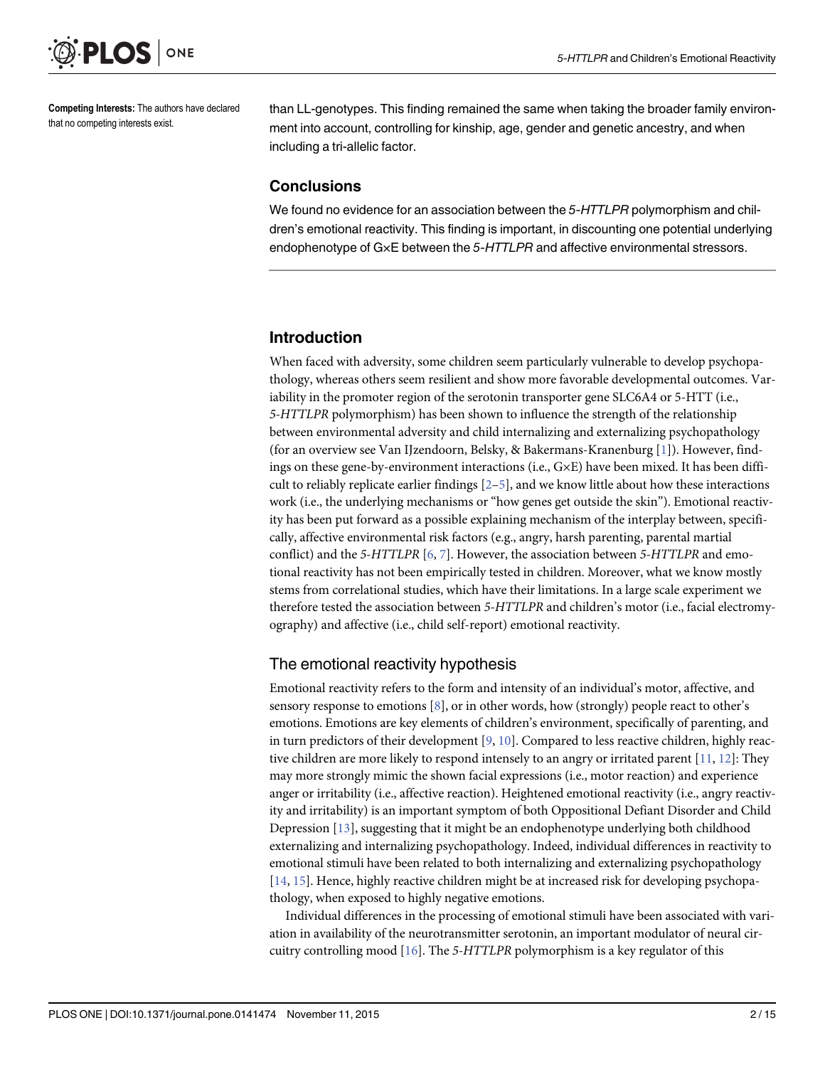**Competing Interests:** The authors have declared that no competing interests exist.

than LL-genotypes. This finding remained the same when taking the broader family environment into account, controlling for kinship, age, gender and genetic ancestry, and when including a tri-allelic factor.

### Conclusions

We found no evidence for an association between the *5-HTTLPR* polymorphism and children's emotional reactivity. This finding is important, in discounting one potential underlying endophenotype of G×E between the *5-HTTLPR* and affective environmental stressors.

## Introduction

When faced with adversity, some children seem particularly vulnerable to develop psychopathology, whereas others seem resilient and show more favorable developmental outcomes. Variability in the promoter region of the serotonin transporter gene SLC6A4 or 5-HTT (i.e., *5-HTTLPR* polymorphism) has been shown to influence the strength of the relationship between environmental adversity and child internalizing and externalizing psychopathology (for an overview see Van IJzendoorn, Belsky, & Bakermans-Kranenburg [1]). However, findings on these gene-by-environment interactions (i.e., G×E) have been mixed. It has been difficult to reliably replicate earlier findings [2–5], and we know little about how these interactions work (i.e., the underlying mechanisms or "how genes get outside the skin"). Emotional reactivity has been put forward as a possible explaining mechanism of the interplay between, specifically, affective environmental risk factors (e.g., angry, harsh parenting, parental martial conflict) and the *5-HTTLPR* [6, 7]. However, the association between *5-HTTLPR* and emotional reactivity has not been empirically tested in children. Moreover, what we know mostly stems from correlational studies, which have their limitations. In a large scale experiment we therefore tested the association between *5-HTTLPR* and children's motor (i.e., facial electromyography) and affective (i.e., child self-report) emotional reactivity.

### The emotional reactivity hypothesis

Emotional reactivity refers to the form and intensity of an individual's motor, affective, and sensory response to emotions [8], or in other words, how (strongly) people react to other's emotions. Emotions are key elements of children's environment, specifically of parenting, and in turn predictors of their development [9, 10]. Compared to less reactive children, highly reactive children are more likely to respond intensely to an angry or irritated parent [11, 12]: They may more strongly mimic the shown facial expressions (i.e., motor reaction) and experience anger or irritability (i.e., affective reaction). Heightened emotional reactivity (i.e., angry reactivity and irritability) is an important symptom of both Oppositional Defiant Disorder and Child Depression [13], suggesting that it might be an endophenotype underlying both childhood externalizing and internalizing psychopathology. Indeed, individual differences in reactivity to emotional stimuli have been related to both internalizing and externalizing psychopathology [14, 15]. Hence, highly reactive children might be at increased risk for developing psychopathology, when exposed to highly negative emotions.

Individual differences in the processing of emotional stimuli have been associated with variation in availability of the neurotransmitter serotonin, an important modulator of neural circuitry controlling mood [16]. The *5-HTTLPR* polymorphism is a key regulator of this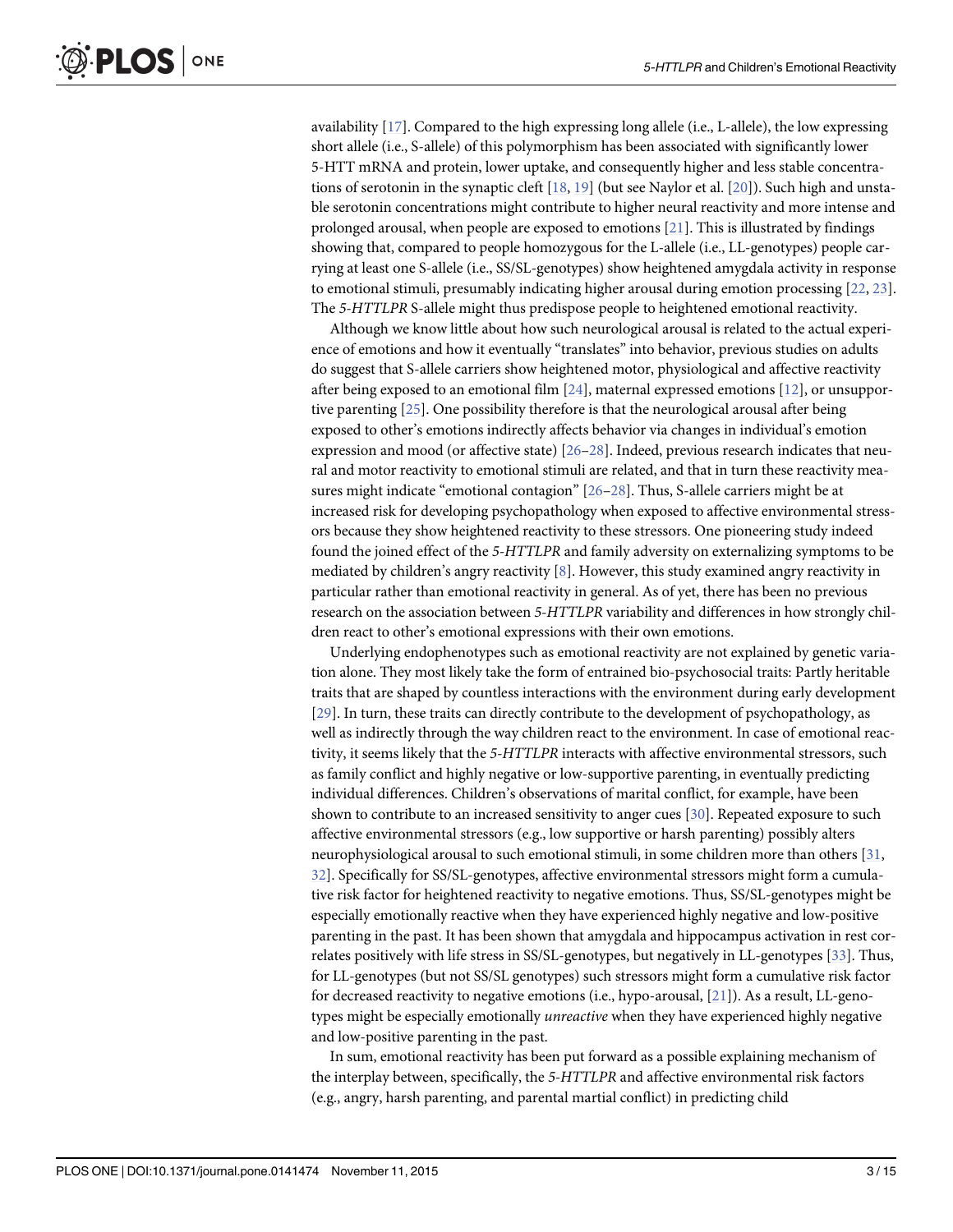availability [17]. Compared to the high expressing long allele (i.e., L-allele), the low expressing short allele (i.e., S-allele) of this polymorphism has been associated with significantly lower 5-HTT mRNA and protein, lower uptake, and consequently higher and less stable concentrations of serotonin in the synaptic cleft [18, 19] (but see Naylor et al. [20]). Such high and unstable serotonin concentrations might contribute to higher neural reactivity and more intense and prolonged arousal, when people are exposed to emotions [21]. This is illustrated by findings showing that, compared to people homozygous for the L-allele (i.e., LL-genotypes) people carrying at least one S-allele (i.e., SS/SL-genotypes) show heightened amygdala activity in response to emotional stimuli, presumably indicating higher arousal during emotion processing [22, 23]. The *5-HTTLPR* S-allele might thus predispose people to heightened emotional reactivity.

Although we know little about how such neurological arousal is related to the actual experience of emotions and how it eventually "translates" into behavior, previous studies on adults do suggest that S-allele carriers show heightened motor, physiological and affective reactivity after being exposed to an emotional film [24], maternal expressed emotions [12], or unsupportive parenting [25]. One possibility therefore is that the neurological arousal after being exposed to other's emotions indirectly affects behavior via changes in individual's emotion expression and mood (or affective state) [26–28]. Indeed, previous research indicates that neural and motor reactivity to emotional stimuli are related, and that in turn these reactivity measures might indicate "emotional contagion" [26–28]. Thus, S-allele carriers might be at increased risk for developing psychopathology when exposed to affective environmental stressors because they show heightened reactivity to these stressors. One pioneering study indeed found the joined effect of the *5-HTTLPR* and family adversity on externalizing symptoms to be mediated by children's angry reactivity [8]. However, this study examined angry reactivity in particular rather than emotional reactivity in general. As of yet, there has been no previous research on the association between *5-HTTLPR* variability and differences in how strongly children react to other's emotional expressions with their own emotions.

Underlying endophenotypes such as emotional reactivity are not explained by genetic variation alone. They most likely take the form of entrained bio-psychosocial traits: Partly heritable traits that are shaped by countless interactions with the environment during early development [29]. In turn, these traits can directly contribute to the development of psychopathology, as well as indirectly through the way children react to the environment. In case of emotional reactivity, it seems likely that the *5-HTTLPR* interacts with affective environmental stressors, such as family conflict and highly negative or low-supportive parenting, in eventually predicting individual differences. Children's observations of marital conflict, for example, have been shown to contribute to an increased sensitivity to anger cues [30]. Repeated exposure to such affective environmental stressors (e.g., low supportive or harsh parenting) possibly alters neurophysiological arousal to such emotional stimuli, in some children more than others [31, 32]. Specifically for SS/SL-genotypes, affective environmental stressors might form a cumulative risk factor for heightened reactivity to negative emotions. Thus, SS/SL-genotypes might be especially emotionally reactive when they have experienced highly negative and low-positive parenting in the past. It has been shown that amygdala and hippocampus activation in rest correlates positively with life stress in SS/SL-genotypes, but negatively in LL-genotypes [33]. Thus, for LL-genotypes (but not SS/SL genotypes) such stressors might form a cumulative risk factor for decreased reactivity to negative emotions (i.e., hypo-arousal, [21]). As a result, LL-genotypes might be especially emotionally *unreactive* when they have experienced highly negative and low-positive parenting in the past.

In sum, emotional reactivity has been put forward as a possible explaining mechanism of the interplay between, specifically, the *5-HTTLPR* and affective environmental risk factors (e.g., angry, harsh parenting, and parental martial conflict) in predicting child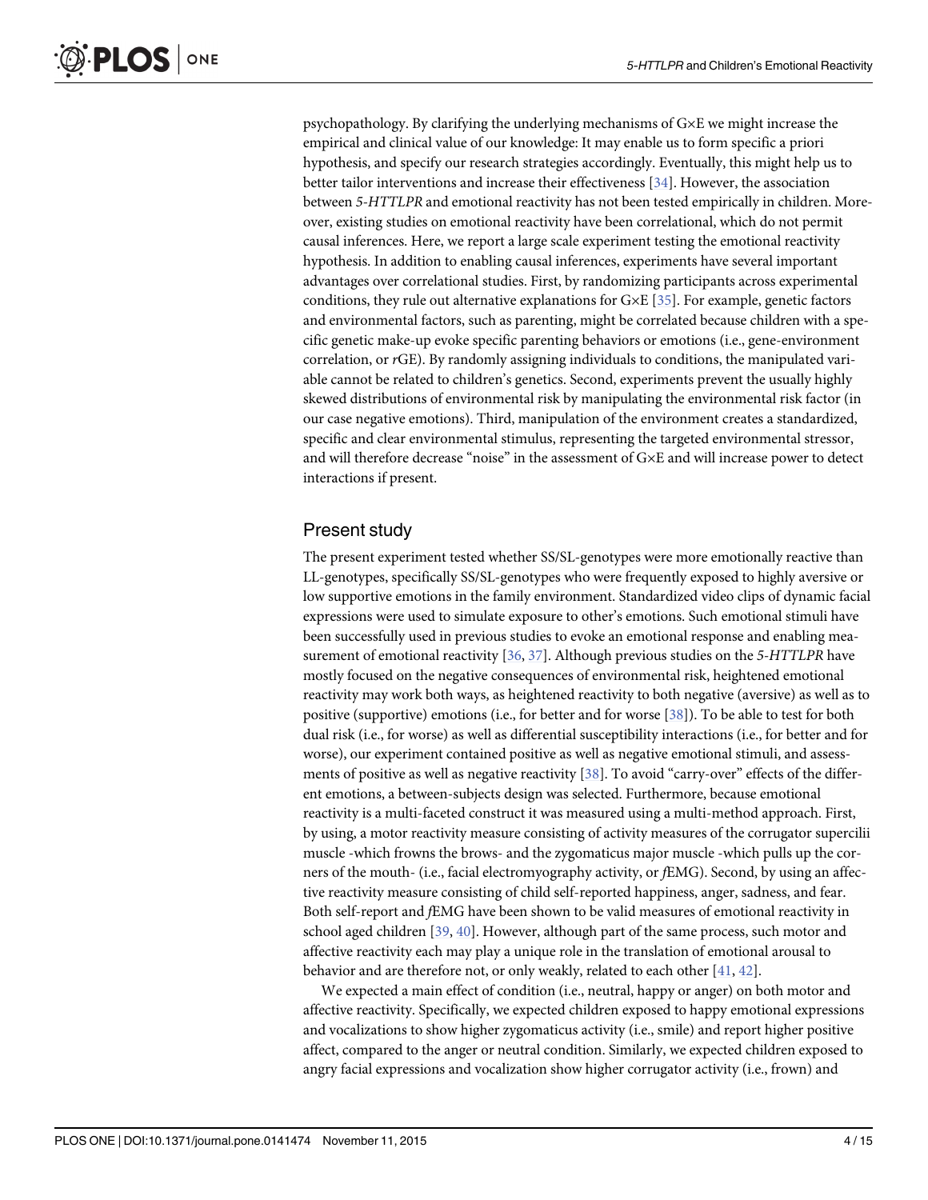psychopathology. By clarifying the underlying mechanisms of G×E we might increase the empirical and clinical value of our knowledge: It may enable us to form specific a priori hypothesis, and specify our research strategies accordingly. Eventually, this might help us to better tailor interventions and increase their effectiveness [34]. However, the association between *5-HTTLPR* and emotional reactivity has not been tested empirically in children. Moreover, existing studies on emotional reactivity have been correlational, which do not permit causal inferences. Here, we report a large scale experiment testing the emotional reactivity hypothesis. In addition to enabling causal inferences, experiments have several important advantages over correlational studies. First, by randomizing participants across experimental conditions, they rule out alternative explanations for G×E [35]. For example, genetic factors and environmental factors, such as parenting, might be correlated because children with a specific genetic make-up evoke specific parenting behaviors or emotions (i.e., gene-environment correlation, or *r*GE). By randomly assigning individuals to conditions, the manipulated variable cannot be related to children's genetics. Second, experiments prevent the usually highly skewed distributions of environmental risk by manipulating the environmental risk factor (in our case negative emotions). Third, manipulation of the environment creates a standardized, specific and clear environmental stimulus, representing the targeted environmental stressor, and will therefore decrease "noise" in the assessment of G×E and will increase power to detect interactions if present.

## Present study

The present experiment tested whether SS/SL-genotypes were more emotionally reactive than LL-genotypes, specifically SS/SL-genotypes who were frequently exposed to highly aversive or low supportive emotions in the family environment. Standardized video clips of dynamic facial expressions were used to simulate exposure to other's emotions. Such emotional stimuli have been successfully used in previous studies to evoke an emotional response and enabling measurement of emotional reactivity [36, 37]. Although previous studies on the *5-HTTLPR* have mostly focused on the negative consequences of environmental risk, heightened emotional reactivity may work both ways, as heightened reactivity to both negative (aversive) as well as to positive (supportive) emotions (i.e., for better and for worse [38]). To be able to test for both dual risk (i.e., for worse) as well as differential susceptibility interactions (i.e., for better and for worse), our experiment contained positive as well as negative emotional stimuli, and assessments of positive as well as negative reactivity [38]. To avoid "carry-over" effects of the different emotions, a between-subjects design was selected. Furthermore, because emotional reactivity is a multi-faceted construct it was measured using a multi-method approach. First, by using, a motor reactivity measure consisting of activity measures of the corrugator supercilii muscle -which frowns the brows- and the zygomaticus major muscle -which pulls up the corners of the mouth- (i.e., facial electromyography activity, or *f*EMG). Second, by using an affective reactivity measure consisting of child self-reported happiness, anger, sadness, and fear. Both self-report and *f*EMG have been shown to be valid measures of emotional reactivity in school aged children [39, 40]. However, although part of the same process, such motor and affective reactivity each may play a unique role in the translation of emotional arousal to behavior and are therefore not, or only weakly, related to each other [41, 42].

We expected a main effect of condition (i.e., neutral, happy or anger) on both motor and affective reactivity. Specifically, we expected children exposed to happy emotional expressions and vocalizations to show higher zygomaticus activity (i.e., smile) and report higher positive affect, compared to the anger or neutral condition. Similarly, we expected children exposed to angry facial expressions and vocalization show higher corrugator activity (i.e., frown) and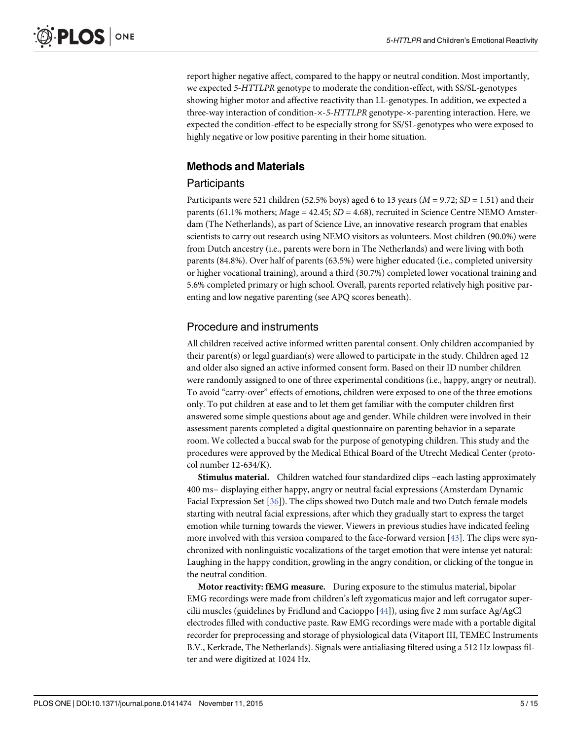report higher negative affect, compared to the happy or neutral condition. Most importantly, we expected *5-HTTLPR* genotype to moderate the condition-effect, with SS/SL-genotypes showing higher motor and affective reactivity than LL-genotypes. In addition, we expected a three-way interaction of condition-×-*5-HTTLPR* genotype-×-parenting interaction. Here, we expected the condition-effect to be especially strong for SS/SL-genotypes who were exposed to highly negative or low positive parenting in their home situation.

## Methods and Materials

### Participants

Participants were 521 children (52.5% boys) aged 6 to 13 years ($M$ = 9.72; $SD$ = 1.51) and their parents (61.1% mothers; $M$age = 42.45; $SD$ = 4.68), recruited in Science Centre NEMO Amsterdam (The Netherlands), as part of Science Live, an innovative research program that enables scientists to carry out research using NEMO visitors as volunteers. Most children (90.0%) were from Dutch ancestry (i.e., parents were born in The Netherlands) and were living with both parents (84.8%). Over half of parents (63.5%) were higher educated (i.e., completed university or higher vocational training), around a third (30.7%) completed lower vocational training and 5.6% completed primary or high school. Overall, parents reported relatively high positive parenting and low negative parenting (see APQ scores beneath).

### Procedure and instruments

All children received active informed written parental consent. Only children accompanied by their parent(s) or legal guardian(s) were allowed to participate in the study. Children aged 12 and older also signed an active informed consent form. Based on their ID number children were randomly assigned to one of three experimental conditions (i.e., happy, angry or neutral). To avoid "carry-over" effects of emotions, children were exposed to one of the three emotions only. To put children at ease and to let them get familiar with the computer children first answered some simple questions about age and gender. While children were involved in their assessment parents completed a digital questionnaire on parenting behavior in a separate room. We collected a buccal swab for the purpose of genotyping children. This study and the procedures were approved by the Medical Ethical Board of the Utrecht Medical Center (protocol number 12-634/K).

**Stimulus material.** Children watched four standardized clips –each lasting approximately 400 ms– displaying either happy, angry or neutral facial expressions (Amsterdam Dynamic Facial Expression Set [36]). The clips showed two Dutch male and two Dutch female models starting with neutral facial expressions, after which they gradually start to express the target emotion while turning towards the viewer. Viewers in previous studies have indicated feeling more involved with this version compared to the face-forward version [43]. The clips were synchronized with nonlinguistic vocalizations of the target emotion that were intense yet natural: Laughing in the happy condition, growling in the angry condition, or clicking of the tongue in the neutral condition.

**Motor reactivity: fEMG measure.** During exposure to the stimulus material, bipolar EMG recordings were made from children's left zygomaticus major and left corrugator supercilii muscles (guidelines by Fridlund and Cacioppo [44]), using five 2 mm surface Ag/AgCl electrodes filled with conductive paste. Raw EMG recordings were made with a portable digital recorder for preprocessing and storage of physiological data (Vitaport III, TEMEC Instruments B.V., Kerkrade, The Netherlands). Signals were antialiasing filtered using a 512 Hz lowpass filter and were digitized at 1024 Hz.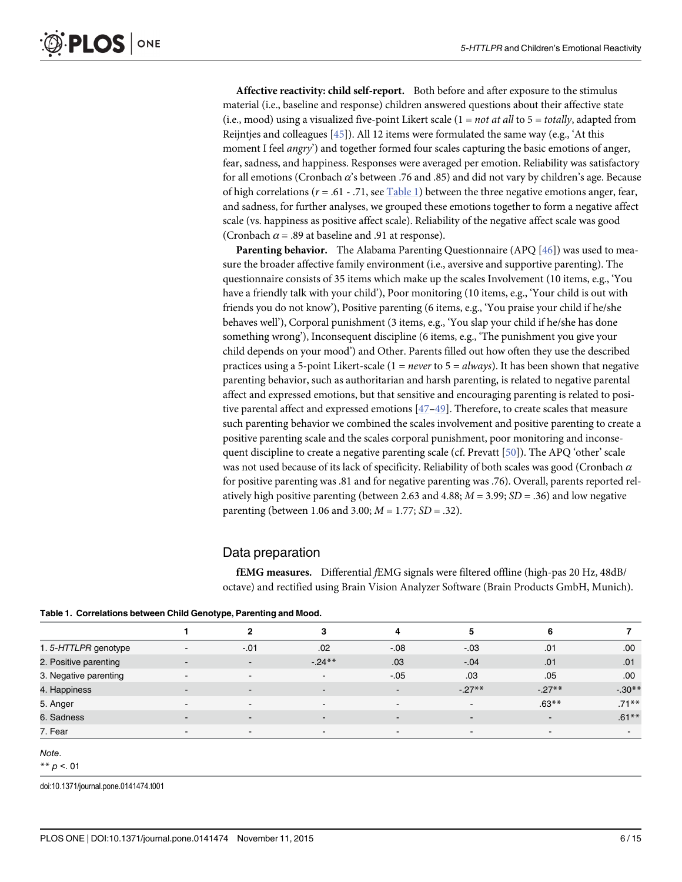**Affective reactivity: child self-report.** Both before and after exposure to the stimulus material (i.e., baseline and response) children answered questions about their affective state (i.e., mood) using a visualized five-point Likert scale (1 = *not at all* to 5 = *totally*, adapted from Reijntjes and colleagues [45]). All 12 items were formulated the same way (e.g., 'At this moment I feel *angry*') and together formed four scales capturing the basic emotions of anger, fear, sadness, and happiness. Responses were averaged per emotion. Reliability was satisfactory for all emotions (Cronbach $\alpha$'s between .76 and .85) and did not vary by children's age. Because of high correlations ($r$ = .61 - .71, see Table 1) between the three negative emotions anger, fear, and sadness, for further analyses, we grouped these emotions together to form a negative affect scale (vs. happiness as positive affect scale). Reliability of the negative affect scale was good (Cronbach $\alpha$ = .89 at baseline and .91 at response).

**Parenting behavior.** The Alabama Parenting Questionnaire (APQ [46]) was used to measure the broader affective family environment (i.e., aversive and supportive parenting). The questionnaire consists of 35 items which make up the scales Involvement (10 items, e.g., 'You have a friendly talk with your child'), Poor monitoring (10 items, e.g., 'Your child is out with friends you do not know'), Positive parenting (6 items, e.g., 'You praise your child if he/she behaves well'), Corporal punishment (3 items, e.g., 'You slap your child if he/she has done something wrong'), Inconsequent discipline (6 items, e.g., 'The punishment you give your child depends on your mood') and Other. Parents filled out how often they use the described practices using a 5-point Likert-scale (1 = *never* to 5 = *always*). It has been shown that negative parenting behavior, such as authoritarian and harsh parenting, is related to negative parental affect and expressed emotions, but that sensitive and encouraging parenting is related to positive parental affect and expressed emotions [47–49]. Therefore, to create scales that measure such parenting behavior we combined the scales involvement and positive parenting to create a positive parenting scale and the scales corporal punishment, poor monitoring and inconsequent discipline to create a negative parenting scale (cf. Prevatt [50]). The APQ 'other' scale was not used because of its lack of specificity. Reliability of both scales was good (Cronbach $\alpha$ for positive parenting was .81 and for negative parenting was .76). Overall, parents reported relatively high positive parenting (between 2.63 and 4.88; $M$ = 3.99; $SD$ = .36) and low negative parenting (between 1.06 and 3.00; $M$ = 1.77; $SD$ = .32).

## Data preparation

***f*EMG measures.** Differential *f*EMG signals were filtered offline (high-pas 20 Hz, 48dB/octave) and rectified using Brain Vision Analyzer Software (Brain Products GmbH, Munich).

**Table 1. Correlations between Child Genotype, Parenting and Mood.**

| | 1 | 2 | 3 | 4 | 5 | 6 | 7 |
|---|---|---|---|---|---|---|---|
| 1. *5-HTTLPR* genotype | - | -.01 | .02 | -.08 | -.03 | .01 | .00 |
| 2. Positive parenting | - | - | -.24** | .03 | -.04 | .01 | .01 |
| 3. Negative parenting | - | - | - | -.05 | .03 | .05 | .00 |
| 4. Happiness | - | - | - | - | -.27** | -.27** | -.30** |
| 5. Anger | - | - | - | - | - | .63** | .71** |
| 6. Sadness | - | - | - | - | - | - | .61** |
| 7. Fear | - | - | - | - | - | - | - |

*Note.*
** $p$ <. 01

doi:10.1371/journal.pone.0141474.t001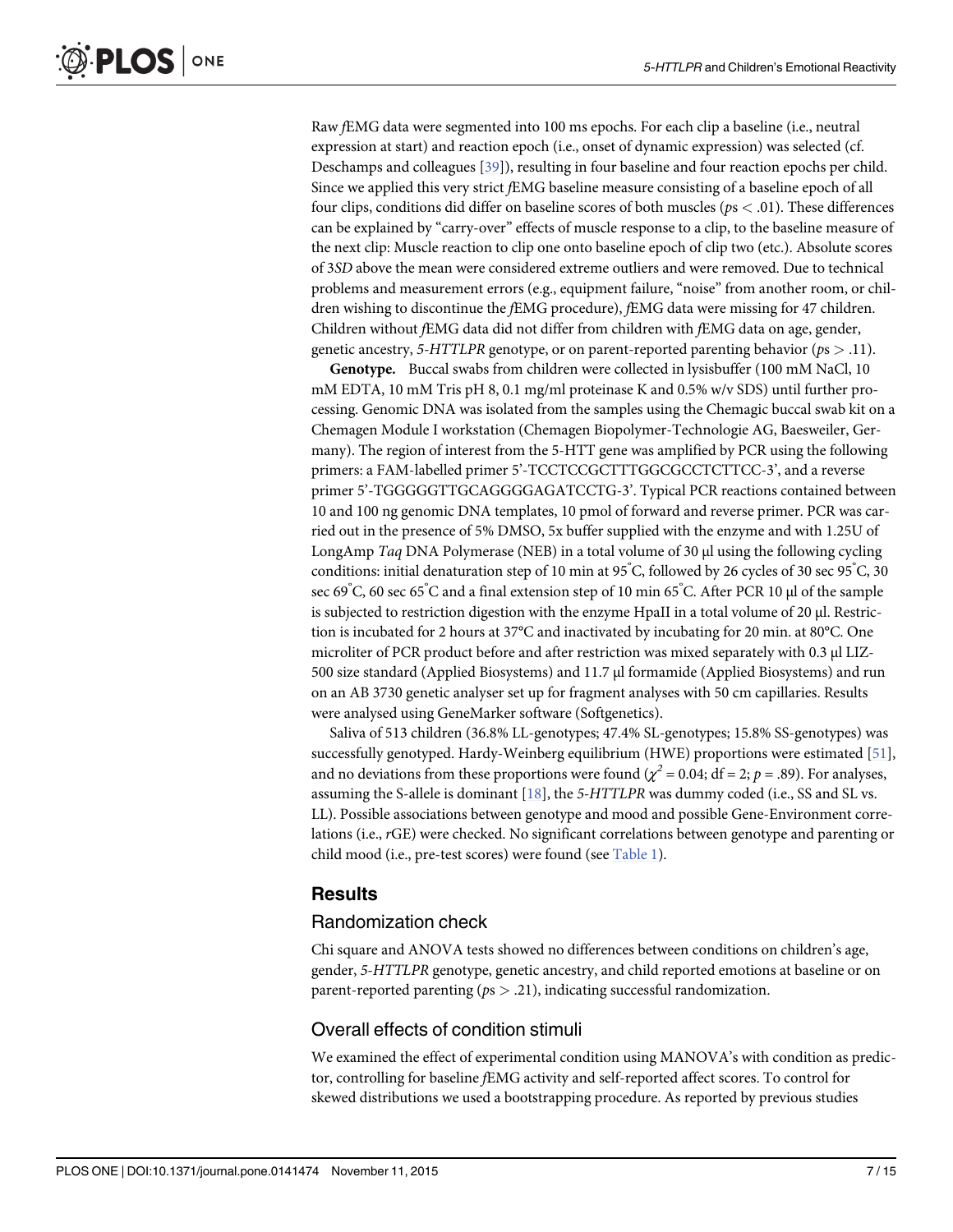Raw *f*EMG data were segmented into 100 ms epochs. For each clip a baseline (i.e., neutral expression at start) and reaction epoch (i.e., onset of dynamic expression) was selected (cf. Deschamps and colleagues [39]), resulting in four baseline and four reaction epochs per child. Since we applied this very strict *f*EMG baseline measure consisting of a baseline epoch of all four clips, conditions did differ on baseline scores of both muscles ($p$s < .01). These differences can be explained by "carry-over" effects of muscle response to a clip, to the baseline measure of the next clip: Muscle reaction to clip one onto baseline epoch of clip two (etc.). Absolute scores of 3*SD* above the mean were considered extreme outliers and were removed. Due to technical problems and measurement errors (e.g., equipment failure, "noise" from another room, or children wishing to discontinue the *f*EMG procedure), *f*EMG data were missing for 47 children. Children without *f*EMG data did not differ from children with *f*EMG data on age, gender, genetic ancestry, *5-HTTLPR* genotype, or on parent-reported parenting behavior ($p$s > .11).

**Genotype.** Buccal swabs from children were collected in lysisbuffer (100 mM NaCl, 10 mM EDTA, 10 mM Tris pH 8, 0.1 mg/ml proteinase K and 0.5% w/v SDS) until further processing. Genomic DNA was isolated from the samples using the Chemagic buccal swab kit on a Chemagen Module I workstation (Chemagen Biopolymer-Technologie AG, Baesweiler, Germany). The region of interest from the 5-HTT gene was amplified by PCR using the following primers: a FAM-labelled primer 5'-TCCTCCGCTTTGGCGCCTCTTCC-3', and a reverse primer 5'-TGGGGGTTGCAGGGGAGATCCTG-3'. Typical PCR reactions contained between 10 and 100 ng genomic DNA templates, 10 pmol of forward and reverse primer. PCR was carried out in the presence of 5% DMSO, 5x buffer supplied with the enzyme and with 1.25U of LongAmp *Taq* DNA Polymerase (NEB) in a total volume of 30 μl using the following cycling conditions: initial denaturation step of 10 min at 95°C, followed by 26 cycles of 30 sec 95°C, 30 sec 69°C, 60 sec 65°C and a final extension step of 10 min 65°C. After PCR 10 μl of the sample is subjected to restriction digestion with the enzyme HpaII in a total volume of 20 μl. Restriction is incubated for 2 hours at 37°C and inactivated by incubating for 20 min. at 80°C. One microliter of PCR product before and after restriction was mixed separately with 0.3 μl LIZ-500 size standard (Applied Biosystems) and 11.7 μl formamide (Applied Biosystems) and run on an AB 3730 genetic analyser set up for fragment analyses with 50 cm capillaries. Results were analysed using GeneMarker software (Softgenetics).

Saliva of 513 children (36.8% LL-genotypes; 47.4% SL-genotypes; 15.8% SS-genotypes) was successfully genotyped. Hardy-Weinberg equilibrium (HWE) proportions were estimated [51], and no deviations from these proportions were found ($\chi^2 = 0.04$; df = 2; $p = .89$). For analyses, assuming the S-allele is dominant [18], the *5-HTTLPR* was dummy coded (i.e., SS and SL vs. LL). Possible associations between genotype and mood and possible Gene-Environment correlations (i.e., *r*GE) were checked. No significant correlations between genotype and parenting or child mood (i.e., pre-test scores) were found (see Table 1).

## Results

### Randomization check

Chi square and ANOVA tests showed no differences between conditions on children's age, gender, *5-HTTLPR* genotype, genetic ancestry, and child reported emotions at baseline or on parent-reported parenting ($p$s > .21), indicating successful randomization.

### Overall effects of condition stimuli

We examined the effect of experimental condition using MANOVA's with condition as predictor, controlling for baseline *f*EMG activity and self-reported affect scores. To control for skewed distributions we used a bootstrapping procedure. As reported by previous studies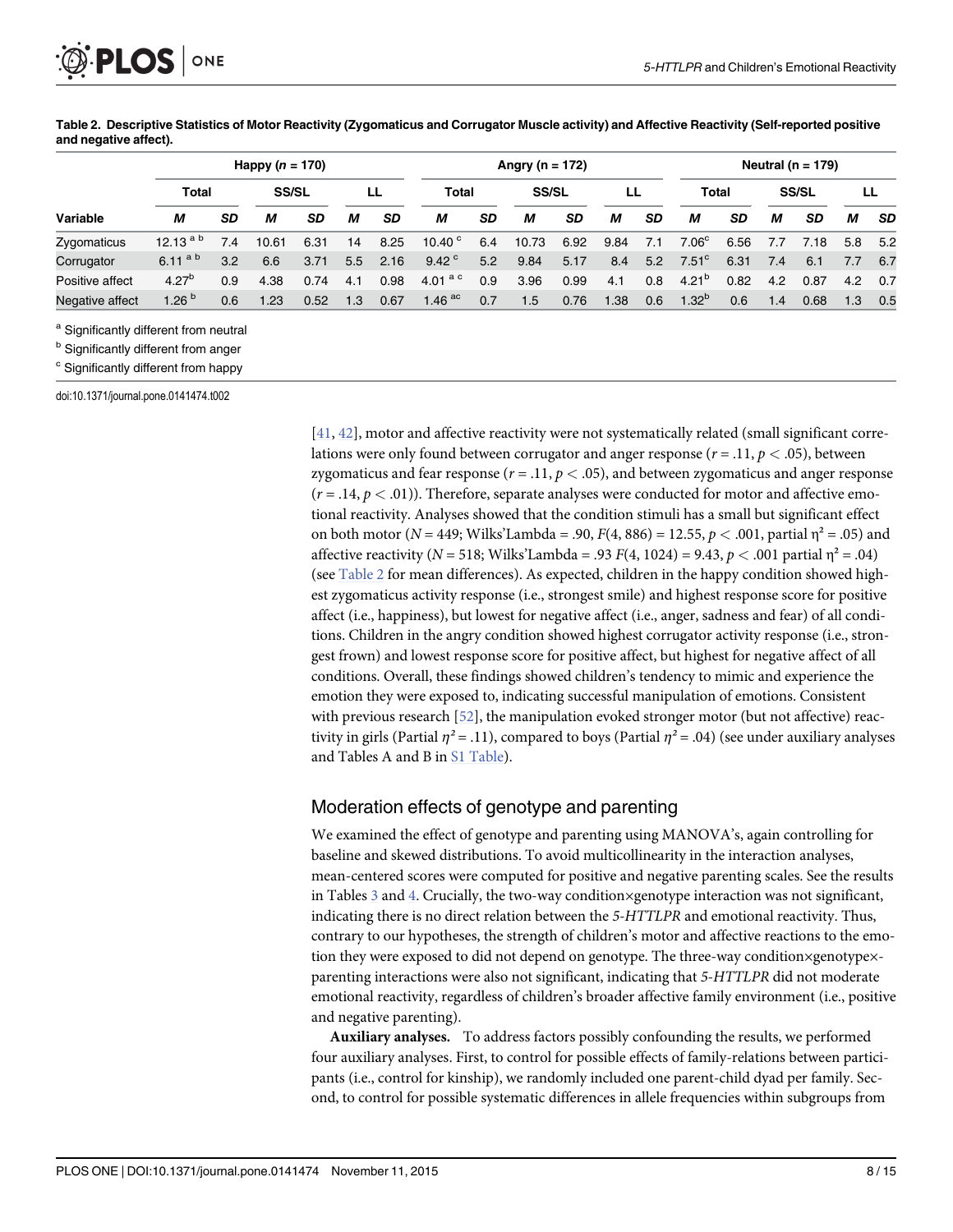**Table 2. Descriptive Statistics of Motor Reactivity (Zygomaticus and Corrugator Muscle activity) and Affective Reactivity (Self-reported positive and negative affect).**

| | Happy ($n$ = 170) | | | | | | Angry (n = 172) | | | | | | Neutral (n = 179) | | | | | |
|---|---|---|---|---|---|---|---|---|---|---|---|---|---|---|---|---|---|---|
| | Total | | SS/SL | | LL | | Total | | SS/SL | | LL | | Total | | SS/SL | | LL | |
| Variable | *M* | *SD* | *M* | *SD* | *M* | *SD* | *M* | *SD* | *M* | *SD* | *M* | *SD* | *M* | *SD* | *M* | *SD* | *M* | *SD* |
| Zygomaticus | 12.13 [a b] | 7.4 | 10.61 | 6.31 | 14 | 8.25 | 10.40 [c] | 6.4 | 10.73 | 6.92 | 9.84 | 7.1 | 7.06[c] | 6.56 | 7.7 | 7.18 | 5.8 | 5.2 |
| Corrugator | 6.11 [a b] | 3.2 | 6.6 | 3.71 | 5.5 | 2.16 | 9.42 [c] | 5.2 | 9.84 | 5.17 | 8.4 | 5.2 | 7.51[c] | 6.31 | 7.4 | 6.1 | 7.7 | 6.7 |
| Positive affect | 4.27[b] | 0.9 | 4.38 | 0.74 | 4.1 | 0.98 | 4.01 [a c] | 0.9 | 3.96 | 0.99 | 4.1 | 0.8 | 4.21[b] | 0.82 | 4.2 | 0.87 | 4.2 | 0.7 |
| Negative affect | 1.26 [b] | 0.6 | 1.23 | 0.52 | 1.3 | 0.67 | 1.46 [ac] | 0.7 | 1.5 | 0.76 | 1.38 | 0.6 | 1.32[b] | 0.6 | 1.4 | 0.68 | 1.3 | 0.5 |

[a] Significantly different from neutral

[b] Significantly different from anger

[c] Significantly different from happy

doi:10.1371/journal.pone.0141474.t002

[41, 42], motor and affective reactivity were not systematically related (small significant correlations were only found between corrugator and anger response ($r = .11, p < .05$), between zygomaticus and fear response ($r = .11, p < .05$), and between zygomaticus and anger response ($r = .14, p < .01$)). Therefore, separate analyses were conducted for motor and affective emotional reactivity. Analyses showed that the condition stimuli has a small but significant effect on both motor ($N = 449$; Wilks'Lambda = .90, $F(4, 886) = 12.55, p < .001$, partial $\eta^2 = .05$) and affective reactivity ($N = 518$; Wilks'Lambda = .93 $F(4, 1024) = 9.43, p < .001$ partial $\eta^2 = .04$) (see Table 2 for mean differences). As expected, children in the happy condition showed highest zygomaticus activity response (i.e., strongest smile) and highest response score for positive affect (i.e., happiness), but lowest for negative affect (i.e., anger, sadness and fear) of all conditions. Children in the angry condition showed highest corrugator activity response (i.e., strongest frown) and lowest response score for positive affect, but highest for negative affect of all conditions. Overall, these findings showed children's tendency to mimic and experience the emotion they were exposed to, indicating successful manipulation of emotions. Consistent with previous research [52], the manipulation evoked stronger motor (but not affective) reactivity in girls (Partial $\eta^2 = .11$), compared to boys (Partial $\eta^2 = .04$) (see under auxiliary analyses and Tables A and B in S1 Table).

## Moderation effects of genotype and parenting

We examined the effect of genotype and parenting using MANOVA's, again controlling for baseline and skewed distributions. To avoid multicollinearity in the interaction analyses, mean-centered scores were computed for positive and negative parenting scales. See the results in Tables 3 and 4. Crucially, the two-way condition×genotype interaction was not significant, indicating there is no direct relation between the *5-HTTLPR* and emotional reactivity. Thus, contrary to our hypotheses, the strength of children's motor and affective reactions to the emotion they were exposed to did not depend on genotype. The three-way condition×genotype×parenting interactions were also not significant, indicating that *5-HTTLPR* did not moderate emotional reactivity, regardless of children's broader affective family environment (i.e., positive and negative parenting).

**Auxiliary analyses.** To address factors possibly confounding the results, we performed four auxiliary analyses. First, to control for possible effects of family-relations between participants (i.e., control for kinship), we randomly included one parent-child dyad per family. Second, to control for possible systematic differences in allele frequencies within subgroups from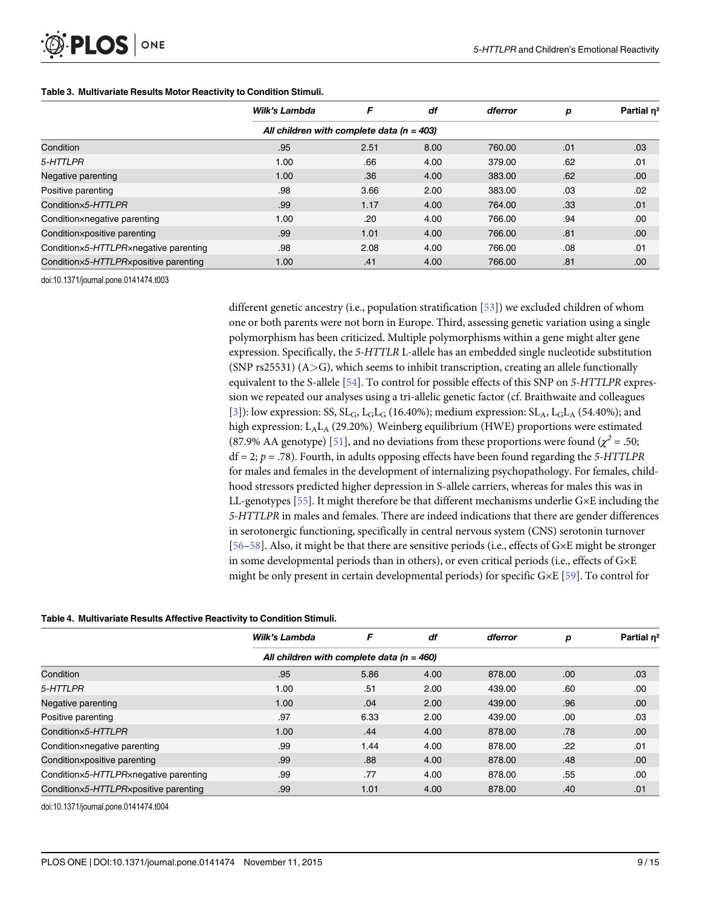**Table 3. Multivariate Results Motor Reactivity to Condition Stimuli.**

| | *Wilk's Lambda* | *F* | *df* | *dferror* | *p* | Partial η² |
|---|---|---|---|---|---|---|
| | *All children with complete data (n = 403)* | | | | | |
| Condition | .95 | 2.51 | 8.00 | 760.00 | .01 | .03 |
| *5-HTTLPR* | 1.00 | .66 | 4.00 | 379.00 | .62 | .01 |
| Negative parenting | 1.00 | .36 | 4.00 | 383.00 | .62 | .00 |
| Positive parenting | .98 | 3.66 | 2.00 | 383.00 | .03 | .02 |
| Condition×*5-HTTLPR* | .99 | 1.17 | 4.00 | 764.00 | .33 | .01 |
| Condition×negative parenting | 1.00 | .20 | 4.00 | 766.00 | .94 | .00 |
| Condition×positive parenting | .99 | 1.01 | 4.00 | 766.00 | .81 | .00 |
| Condition×*5-HTTLPR*×negative parenting | .98 | 2.08 | 4.00 | 766.00 | .08 | .01 |
| Condition×*5-HTTLPR*×positive parenting | 1.00 | .41 | 4.00 | 766.00 | .81 | .00 |

doi:10.1371/journal.pone.0141474.t003

different genetic ancestry (i.e., population stratification [53]) we excluded children of whom one or both parents were not born in Europe. Third, assessing genetic variation using a single polymorphism has been criticized. Multiple polymorphisms within a gene might alter gene expression. Specifically, the *5-HTTLR* L-allele has an embedded single nucleotide substitution (SNP rs25531) (A>G), which seems to inhibit transcription, creating an allele functionally equivalent to the S-allele [54]. To control for possible effects of this SNP on *5-HTTLPR* expression we repeated our analyses using a tri-allelic genetic factor (cf. Braithwaite and colleagues [3]): low expression: SS, $SL_G$, $L_GL_G$ (16.40%); medium expression: $SL_A$, $L_GL_A$ (54.40%); and high expression: $L_AL_A$ (29.20%). Weinberg equilibrium (HWE) proportions were estimated (87.9% AA genotype) [51], and no deviations from these proportions were found ($\chi^2 = .50$; df = 2; $p = .78$). Fourth, in adults opposing effects have been found regarding the *5-HTTLPR* for males and females in the development of internalizing psychopathology. For females, childhood stressors predicted higher depression in S-allele carriers, whereas for males this was in LL-genotypes [55]. It might therefore be that different mechanisms underlie G×E including the *5-HTTLPR* in males and females. There are indeed indications that there are gender differences in serotonergic functioning, specifically in central nervous system (CNS) serotonin turnover [56–58]. Also, it might be that there are sensitive periods (i.e., effects of G×E might be stronger in some developmental periods than in others), or even critical periods (i.e., effects of G×E might be only present in certain developmental periods) for specific G×E [59]. To control for

**Table 4. Multivariate Results Affective Reactivity to Condition Stimuli.**

| | *Wilk's Lambda* | *F* | *df* | *dferror* | *p* | Partial η² |
|---|---|---|---|---|---|---|
| | *All children with complete data (n = 460)* | | | | | |
| Condition | .95 | 5.86 | 4.00 | 878.00 | .00 | .03 |
| *5-HTTLPR* | 1.00 | .51 | 2.00 | 439.00 | .60 | .00 |
| Negative parenting | 1.00 | .04 | 2.00 | 439.00 | .96 | .00 |
| Positive parenting | .97 | 6.33 | 2.00 | 439.00 | .00 | .03 |
| Condition×*5-HTTLPR* | 1.00 | .44 | 4.00 | 878.00 | .78 | .00 |
| Condition×negative parenting | .99 | 1.44 | 4.00 | 878.00 | .22 | .01 |
| Condition×positive parenting | .99 | .88 | 4.00 | 878.00 | .48 | .00 |
| Condition×*5-HTTLPR*×negative parenting | .99 | .77 | 4.00 | 878.00 | .55 | .00 |
| Condition×*5-HTTLPR*×positive parenting | .99 | 1.01 | 4.00 | 878.00 | .40 | .01 |

doi:10.1371/journal.pone.0141474.t004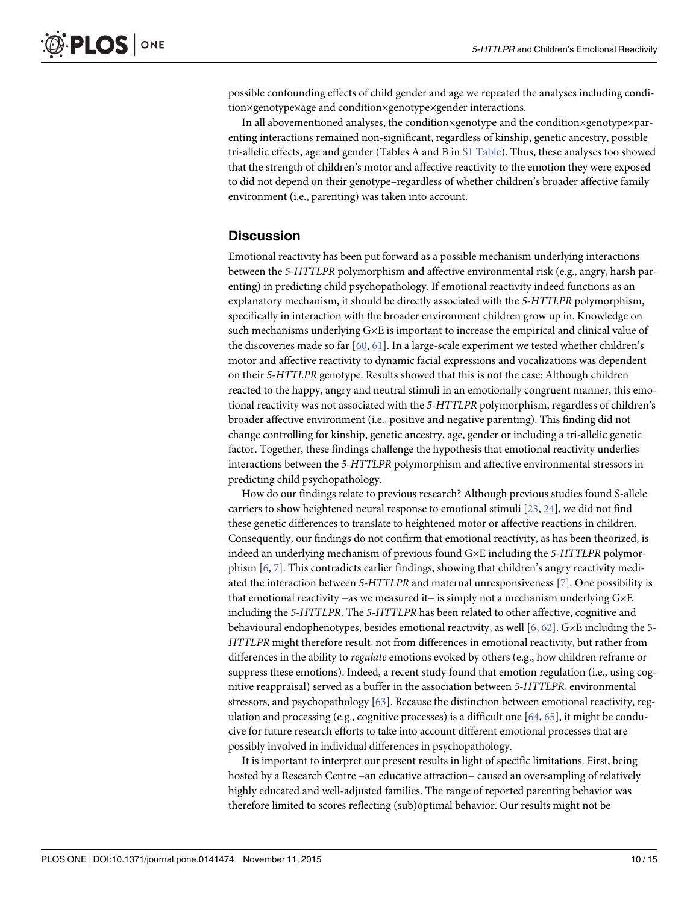possible confounding effects of child gender and age we repeated the analyses including condition×genotype×age and condition×genotype×gender interactions.

In all abovementioned analyses, the condition×genotype and the condition×genotype×parenting interactions remained non-significant, regardless of kinship, genetic ancestry, possible tri-allelic effects, age and gender (Tables A and B in S1 Table). Thus, these analyses too showed that the strength of children's motor and affective reactivity to the emotion they were exposed to did not depend on their genotype–regardless of whether children's broader affective family environment (i.e., parenting) was taken into account.

## Discussion

Emotional reactivity has been put forward as a possible mechanism underlying interactions between the *5-HTTLPR* polymorphism and affective environmental risk (e.g., angry, harsh parenting) in predicting child psychopathology. If emotional reactivity indeed functions as an explanatory mechanism, it should be directly associated with the *5-HTTLPR* polymorphism, specifically in interaction with the broader environment children grow up in. Knowledge on such mechanisms underlying G×E is important to increase the empirical and clinical value of the discoveries made so far [60, 61]. In a large-scale experiment we tested whether children's motor and affective reactivity to dynamic facial expressions and vocalizations was dependent on their *5-HTTLPR* genotype. Results showed that this is not the case: Although children reacted to the happy, angry and neutral stimuli in an emotionally congruent manner, this emotional reactivity was not associated with the *5-HTTLPR* polymorphism, regardless of children's broader affective environment (i.e., positive and negative parenting). This finding did not change controlling for kinship, genetic ancestry, age, gender or including a tri-allelic genetic factor. Together, these findings challenge the hypothesis that emotional reactivity underlies interactions between the *5-HTTLPR* polymorphism and affective environmental stressors in predicting child psychopathology.

How do our findings relate to previous research? Although previous studies found S-allele carriers to show heightened neural response to emotional stimuli [23, 24], we did not find these genetic differences to translate to heightened motor or affective reactions in children. Consequently, our findings do not confirm that emotional reactivity, as has been theorized, is indeed an underlying mechanism of previous found G×E including the *5-HTTLPR* polymorphism [6, 7]. This contradicts earlier findings, showing that children's angry reactivity mediated the interaction between *5-HTTLPR* and maternal unresponsiveness [7]. One possibility is that emotional reactivity –as we measured it– is simply not a mechanism underlying G×E including the *5-HTTLPR*. The *5-HTTLPR* has been related to other affective, cognitive and behavioural endophenotypes, besides emotional reactivity, as well [6, 62]. G×E including the *5-HTTLPR* might therefore result, not from differences in emotional reactivity, but rather from differences in the ability to *regulate* emotions evoked by others (e.g., how children reframe or suppress these emotions). Indeed, a recent study found that emotion regulation (i.e., using cognitive reappraisal) served as a buffer in the association between *5-HTTLPR*, environmental stressors, and psychopathology [63]. Because the distinction between emotional reactivity, regulation and processing (e.g., cognitive processes) is a difficult one [64, 65], it might be conducive for future research efforts to take into account different emotional processes that are possibly involved in individual differences in psychopathology.

It is important to interpret our present results in light of specific limitations. First, being hosted by a Research Centre –an educative attraction– caused an oversampling of relatively highly educated and well-adjusted families. The range of reported parenting behavior was therefore limited to scores reflecting (sub)optimal behavior. Our results might not be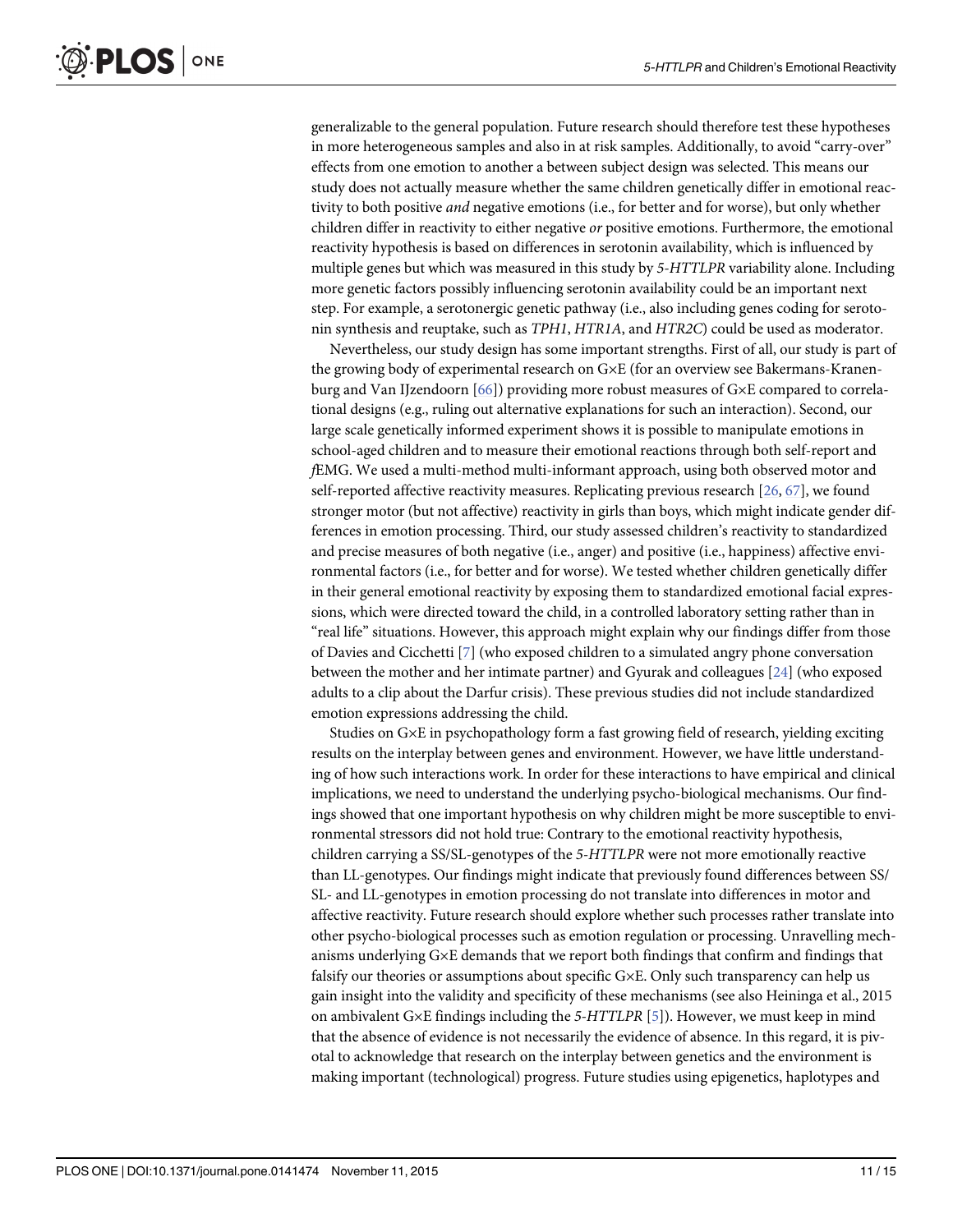generalizable to the general population. Future research should therefore test these hypotheses in more heterogeneous samples and also in at risk samples. Additionally, to avoid "carry-over" effects from one emotion to another a between subject design was selected. This means our study does not actually measure whether the same children genetically differ in emotional reactivity to both positive *and* negative emotions (i.e., for better and for worse), but only whether children differ in reactivity to either negative *or* positive emotions. Furthermore, the emotional reactivity hypothesis is based on differences in serotonin availability, which is influenced by multiple genes but which was measured in this study by *5-HTTLPR* variability alone. Including more genetic factors possibly influencing serotonin availability could be an important next step. For example, a serotonergic genetic pathway (i.e., also including genes coding for serotonin synthesis and reuptake, such as *TPH1*, *HTR1A*, and *HTR2C*) could be used as moderator.

Nevertheless, our study design has some important strengths. First of all, our study is part of the growing body of experimental research on G×E (for an overview see Bakermans-Kranenburg and Van IJzendoorn [66]) providing more robust measures of G×E compared to correlational designs (e.g., ruling out alternative explanations for such an interaction). Second, our large scale genetically informed experiment shows it is possible to manipulate emotions in school-aged children and to measure their emotional reactions through both self-report and *f*EMG. We used a multi-method multi-informant approach, using both observed motor and self-reported affective reactivity measures. Replicating previous research [26, 67], we found stronger motor (but not affective) reactivity in girls than boys, which might indicate gender differences in emotion processing. Third, our study assessed children's reactivity to standardized and precise measures of both negative (i.e., anger) and positive (i.e., happiness) affective environmental factors (i.e., for better and for worse). We tested whether children genetically differ in their general emotional reactivity by exposing them to standardized emotional facial expressions, which were directed toward the child, in a controlled laboratory setting rather than in "real life" situations. However, this approach might explain why our findings differ from those of Davies and Cicchetti [7] (who exposed children to a simulated angry phone conversation between the mother and her intimate partner) and Gyurak and colleagues [24] (who exposed adults to a clip about the Darfur crisis). These previous studies did not include standardized emotion expressions addressing the child.

Studies on G×E in psychopathology form a fast growing field of research, yielding exciting results on the interplay between genes and environment. However, we have little understanding of how such interactions work. In order for these interactions to have empirical and clinical implications, we need to understand the underlying psycho-biological mechanisms. Our findings showed that one important hypothesis on why children might be more susceptible to environmental stressors did not hold true: Contrary to the emotional reactivity hypothesis, children carrying a SS/SL-genotypes of the *5-HTTLPR* were not more emotionally reactive than LL-genotypes. Our findings might indicate that previously found differences between SS/SL- and LL-genotypes in emotion processing do not translate into differences in motor and affective reactivity. Future research should explore whether such processes rather translate into other psycho-biological processes such as emotion regulation or processing. Unravelling mechanisms underlying G×E demands that we report both findings that confirm and findings that falsify our theories or assumptions about specific G×E. Only such transparency can help us gain insight into the validity and specificity of these mechanisms (see also Heininga et al., 2015 on ambivalent G×E findings including the *5-HTTLPR* [5]). However, we must keep in mind that the absence of evidence is not necessarily the evidence of absence. In this regard, it is pivotal to acknowledge that research on the interplay between genetics and the environment is making important (technological) progress. Future studies using epigenetics, haplotypes and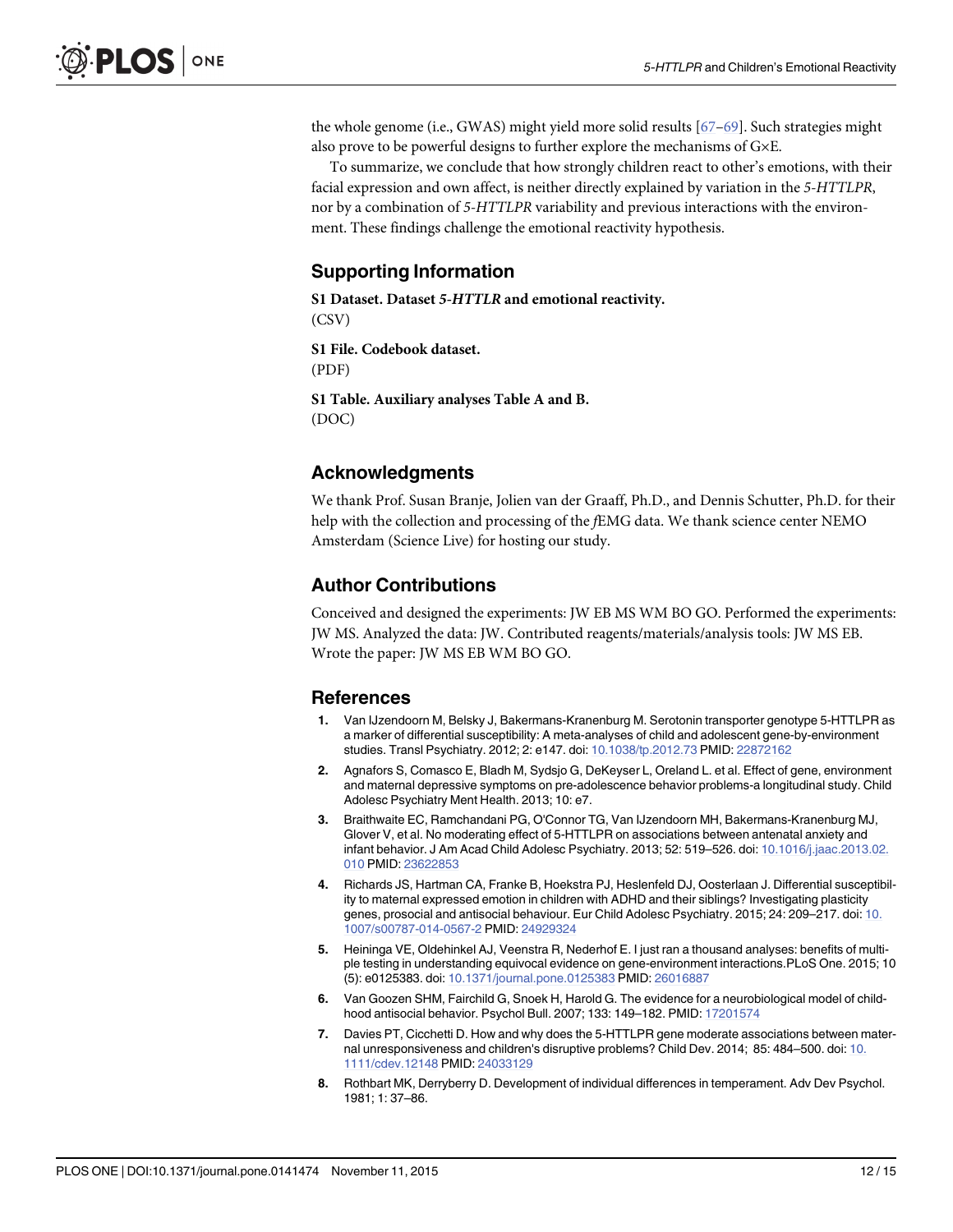the whole genome (i.e., GWAS) might yield more solid results [67–69]. Such strategies might also prove to be powerful designs to further explore the mechanisms of G×E.

To summarize, we conclude that how strongly children react to other's emotions, with their facial expression and own affect, is neither directly explained by variation in the *5-HTTLPR*, nor by a combination of *5-HTTLPR* variability and previous interactions with the environment. These findings challenge the emotional reactivity hypothesis.

## Supporting Information

**S1 Dataset. Dataset *5-HTTLR* and emotional reactivity.**
(CSV)

**S1 File. Codebook dataset.**
(PDF)

**S1 Table. Auxiliary analyses Table A and B.**
(DOC)

## Acknowledgments

We thank Prof. Susan Branje, Jolien van der Graaff, Ph.D., and Dennis Schutter, Ph.D. for their help with the collection and processing of the *f*EMG data. We thank science center NEMO Amsterdam (Science Live) for hosting our study.

## Author Contributions

Conceived and designed the experiments: JW EB MS WM BO GO. Performed the experiments: JW MS. Analyzed the data: JW. Contributed reagents/materials/analysis tools: JW MS EB. Wrote the paper: JW MS EB WM BO GO.

## References

1. Van IJzendoorn M, Belsky J, Bakermans-Kranenburg M. Serotonin transporter genotype 5-HTTLPR as a marker of differential susceptibility: A meta-analyses of child and adolescent gene-by-environment studies. Transl Psychiatry. 2012; 2: e147. doi: 10.1038/tp.2012.73 PMID: 22872162
2. Agnafors S, Comasco E, Bladh M, Sydsjo G, DeKeyser L, Oreland L. et al. Effect of gene, environment and maternal depressive symptoms on pre-adolescence behavior problems-a longitudinal study. Child Adolesc Psychiatry Ment Health. 2013; 10: e7.
3. Braithwaite EC, Ramchandani PG, O'Connor TG, Van IJzendoorn MH, Bakermans-Kranenburg MJ, Glover V, et al. No moderating effect of 5-HTTLPR on associations between antenatal anxiety and infant behavior. J Am Acad Child Adolesc Psychiatry. 2013; 52: 519–526. doi: 10.1016/j.jaac.2013.02.010 PMID: 23622853
4. Richards JS, Hartman CA, Franke B, Hoekstra PJ, Heslenfeld DJ, Oosterlaan J. Differential susceptibility to maternal expressed emotion in children with ADHD and their siblings? Investigating plasticity genes, prosocial and antisocial behaviour. Eur Child Adolesc Psychiatry. 2015; 24: 209–217. doi: 10.1007/s00787-014-0567-2 PMID: 24929324
5. Heininga VE, Oldehinkel AJ, Veenstra R, Nederhof E. I just ran a thousand analyses: benefits of multiple testing in understanding equivocal evidence on gene-environment interactions.PLoS One. 2015; 10 (5): e0125383. doi: 10.1371/journal.pone.0125383 PMID: 26016887
6. Van Goozen SHM, Fairchild G, Snoek H, Harold G. The evidence for a neurobiological model of childhood antisocial behavior. Psychol Bull. 2007; 133: 149–182. PMID: 17201574
7. Davies PT, Cicchetti D. How and why does the 5-HTTLPR gene moderate associations between maternal unresponsiveness and children's disruptive problems? Child Dev. 2014; 85: 484–500. doi: 10.1111/cdev.12148 PMID: 24033129
8. Rothbart MK, Derryberry D. Development of individual differences in temperament. Adv Dev Psychol. 1981; 1: 37–86.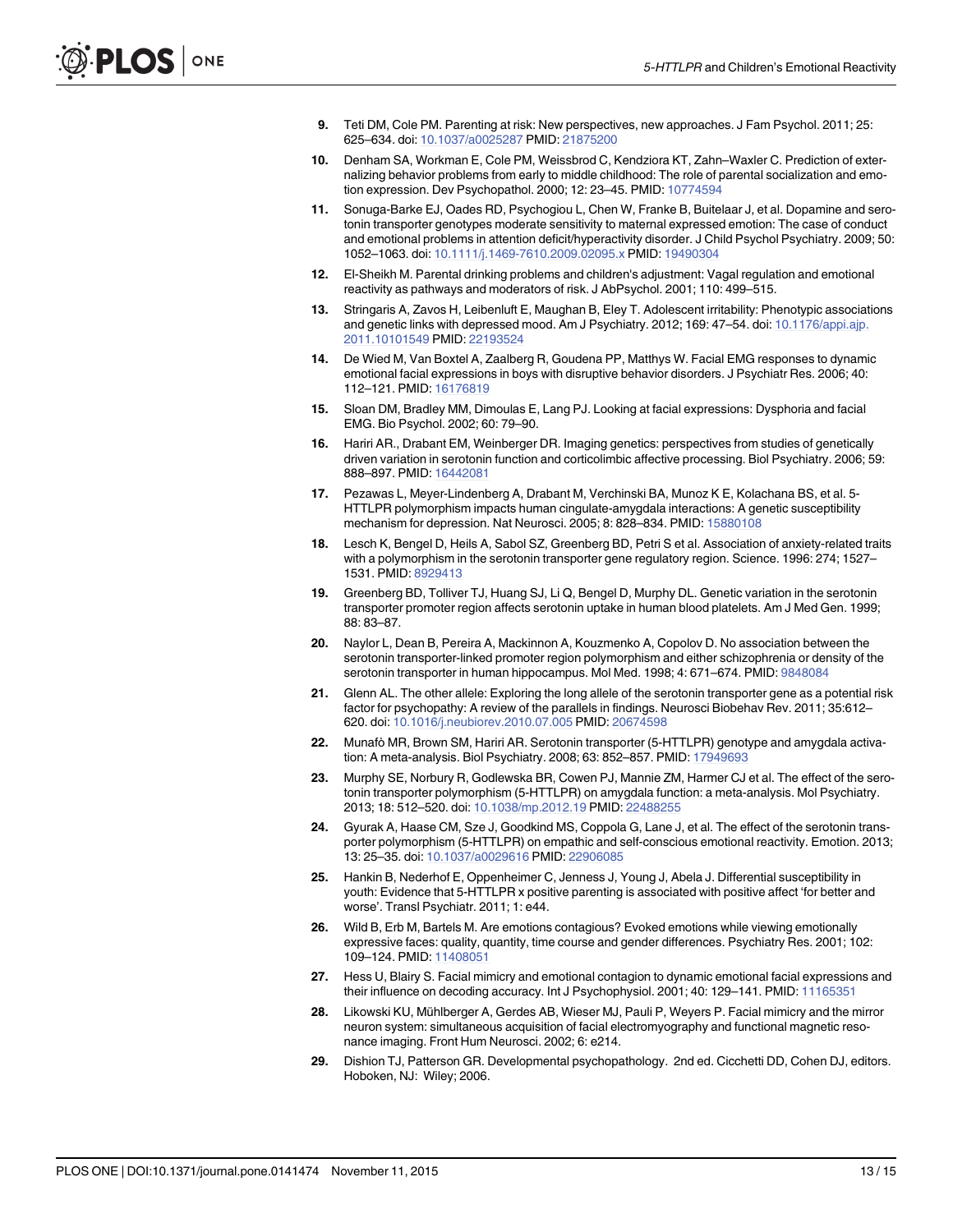9. Teti DM, Cole PM. Parenting at risk: New perspectives, new approaches. J Fam Psychol. 2011; 25: 625–634. doi: 10.1037/a0025287 PMID: 21875200

10. Denham SA, Workman E, Cole PM, Weissbrod C, Kendziora KT, Zahn–Waxler C. Prediction of externalizing behavior problems from early to middle childhood: The role of parental socialization and emotion expression. Dev Psychopathol. 2000; 12: 23–45. PMID: 10774594

11. Sonuga-Barke EJ, Oades RD, Psychogiou L, Chen W, Franke B, Buitelaar J, et al. Dopamine and serotonin transporter genotypes moderate sensitivity to maternal expressed emotion: The case of conduct and emotional problems in attention deficit/hyperactivity disorder. J Child Psychol Psychiatry. 2009; 50: 1052–1063. doi: 10.1111/j.1469-7610.2009.02095.x PMID: 19490304

12. El-Sheikh M. Parental drinking problems and children's adjustment: Vagal regulation and emotional reactivity as pathways and moderators of risk. J AbPsychol. 2001; 110: 499–515.

13. Stringaris A, Zavos H, Leibenluft E, Maughan B, Eley T. Adolescent irritability: Phenotypic associations and genetic links with depressed mood. Am J Psychiatry. 2012; 169: 47–54. doi: 10.1176/appi.ajp.2011.10101549 PMID: 22193524

14. De Wied M, Van Boxtel A, Zaalberg R, Goudena PP, Matthys W. Facial EMG responses to dynamic emotional facial expressions in boys with disruptive behavior disorders. J Psychiatr Res. 2006; 40: 112–121. PMID: 16176819

15. Sloan DM, Bradley MM, Dimoulas E, Lang PJ. Looking at facial expressions: Dysphoria and facial EMG. Bio Psychol. 2002; 60: 79–90.

16. Hariri AR., Drabant EM, Weinberger DR. Imaging genetics: perspectives from studies of genetically driven variation in serotonin function and corticolimbic affective processing. Biol Psychiatry. 2006; 59: 888–897. PMID: 16442081

17. Pezawas L, Meyer-Lindenberg A, Drabant M, Verchinski BA, Munoz K E, Kolachana BS, et al. 5-HTTLPR polymorphism impacts human cingulate-amygdala interactions: A genetic susceptibility mechanism for depression. Nat Neurosci. 2005; 8: 828–834. PMID: 15880108

18. Lesch K, Bengel D, Heils A, Sabol SZ, Greenberg BD, Petri S et al. Association of anxiety-related traits with a polymorphism in the serotonin transporter gene regulatory region. Science. 1996: 274; 1527–1531. PMID: 8929413

19. Greenberg BD, Tolliver TJ, Huang SJ, Li Q, Bengel D, Murphy DL. Genetic variation in the serotonin transporter promoter region affects serotonin uptake in human blood platelets. Am J Med Gen. 1999; 88: 83–87.

20. Naylor L, Dean B, Pereira A, Mackinnon A, Kouzmenko A, Copolov D. No association between the serotonin transporter-linked promoter region polymorphism and either schizophrenia or density of the serotonin transporter in human hippocampus. Mol Med. 1998; 4: 671–674. PMID: 9848084

21. Glenn AL. The other allele: Exploring the long allele of the serotonin transporter gene as a potential risk factor for psychopathy: A review of the parallels in findings. Neurosci Biobehav Rev. 2011; 35:612–620. doi: 10.1016/j.neubiorev.2010.07.005 PMID: 20674598

22. Munafò MR, Brown SM, Hariri AR. Serotonin transporter (5-HTTLPR) genotype and amygdala activation: A meta-analysis. Biol Psychiatry. 2008; 63: 852–857. PMID: 17949693

23. Murphy SE, Norbury R, Godlewska BR, Cowen PJ, Mannie ZM, Harmer CJ et al. The effect of the serotonin transporter polymorphism (5-HTTLPR) on amygdala function: a meta-analysis. Mol Psychiatry. 2013; 18: 512–520. doi: 10.1038/mp.2012.19 PMID: 22488255

24. Gyurak A, Haase CM, Sze J, Goodkind MS, Coppola G, Lane J, et al. The effect of the serotonin transporter polymorphism (5-HTTLPR) on empathic and self-conscious emotional reactivity. Emotion. 2013; 13: 25–35. doi: 10.1037/a0029616 PMID: 22906085

25. Hankin B, Nederhof E, Oppenheimer C, Jenness J, Young J, Abela J. Differential susceptibility in youth: Evidence that 5-HTTLPR x positive parenting is associated with positive affect 'for better and worse'. Transl Psychiatr. 2011; 1: e44.

26. Wild B, Erb M, Bartels M. Are emotions contagious? Evoked emotions while viewing emotionally expressive faces: quality, quantity, time course and gender differences. Psychiatry Res. 2001; 102: 109–124. PMID: 11408051

27. Hess U, Blairy S. Facial mimicry and emotional contagion to dynamic emotional facial expressions and their influence on decoding accuracy. Int J Psychophysiol. 2001; 40: 129–141. PMID: 11165351

28. Likowski KU, Mühlberger A, Gerdes AB, Wieser MJ, Pauli P, Weyers P. Facial mimicry and the mirror neuron system: simultaneous acquisition of facial electromyography and functional magnetic resonance imaging. Front Hum Neurosci. 2002; 6: e214.

29. Dishion TJ, Patterson GR. Developmental psychopathology. 2nd ed. Cicchetti DD, Cohen DJ, editors. Hoboken, NJ: Wiley; 2006.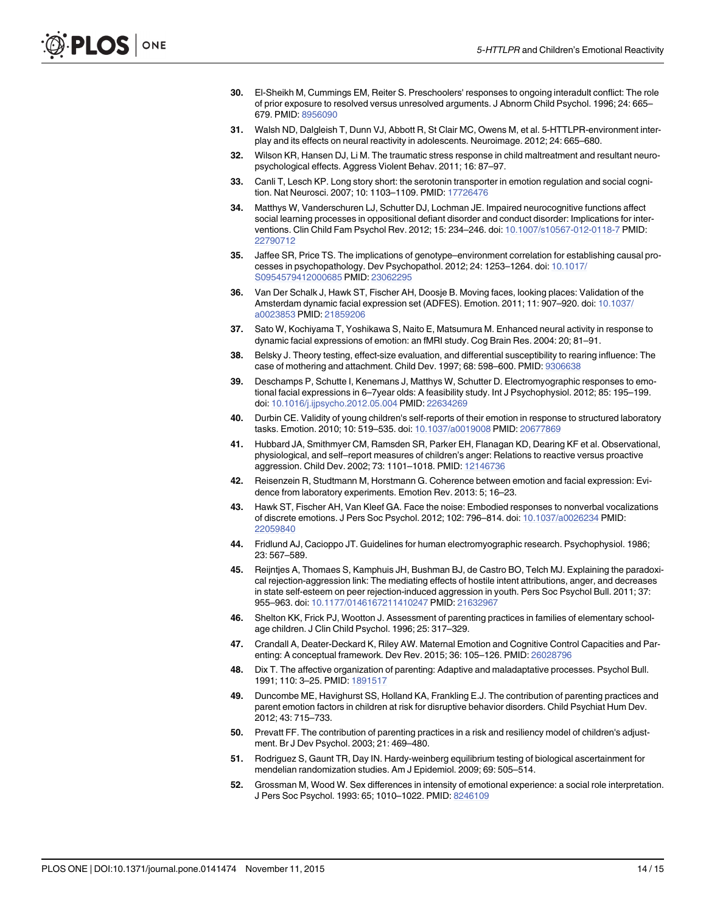30. El-Sheikh M, Cummings EM, Reiter S. Preschoolers' responses to ongoing interadult conflict: The role of prior exposure to resolved versus unresolved arguments. J Abnorm Child Psychol. 1996; 24: 665–679. PMID: 8956090

31. Walsh ND, Dalgleish T, Dunn VJ, Abbott R, St Clair MC, Owens M, et al. 5-HTTLPR-environment interplay and its effects on neural reactivity in adolescents. Neuroimage. 2012; 24: 665–680.

32. Wilson KR, Hansen DJ, Li M. The traumatic stress response in child maltreatment and resultant neuropsychological effects. Aggress Violent Behav. 2011; 16: 87–97.

33. Canli T, Lesch KP. Long story short: the serotonin transporter in emotion regulation and social cognition. Nat Neurosci. 2007; 10: 1103–1109. PMID: 17726476

34. Matthys W, Vanderschuren LJ, Schutter DJ, Lochman JE. Impaired neurocognitive functions affect social learning processes in oppositional defiant disorder and conduct disorder: Implications for interventions. Clin Child Fam Psychol Rev. 2012; 15: 234–246. doi: 10.1007/s10567-012-0118-7 PMID: 22790712

35. Jaffee SR, Price TS. The implications of genotype–environment correlation for establishing causal processes in psychopathology. Dev Psychopathol. 2012; 24: 1253–1264. doi: 10.1017/S0954579412000685 PMID: 23062295

36. Van Der Schalk J, Hawk ST, Fischer AH, Doosje B. Moving faces, looking places: Validation of the Amsterdam dynamic facial expression set (ADFES). Emotion. 2011; 11: 907–920. doi: 10.1037/a0023853 PMID: 21859206

37. Sato W, Kochiyama T, Yoshikawa S, Naito E, Matsumura M. Enhanced neural activity in response to dynamic facial expressions of emotion: an fMRI study. Cog Brain Res. 2004: 20; 81–91.

38. Belsky J. Theory testing, effect-size evaluation, and differential susceptibility to rearing influence: The case of mothering and attachment. Child Dev. 1997; 68: 598–600. PMID: 9306638

39. Deschamps P, Schutte I, Kenemans J, Matthys W, Schutter D. Electromyographic responses to emotional facial expressions in 6–7year olds: A feasibility study. Int J Psychophysiol. 2012; 85: 195–199. doi: 10.1016/j.ijpsycho.2012.05.004 PMID: 22634269

40. Durbin CE. Validity of young children's self-reports of their emotion in response to structured laboratory tasks. Emotion. 2010; 10: 519–535. doi: 10.1037/a0019008 PMID: 20677869

41. Hubbard JA, Smithmyer CM, Ramsden SR, Parker EH, Flanagan KD, Dearing KF et al. Observational, physiological, and self–report measures of children's anger: Relations to reactive versus proactive aggression. Child Dev. 2002; 73: 1101–1018. PMID: 12146736

42. Reisenzein R, Studtmann M, Horstmann G. Coherence between emotion and facial expression: Evidence from laboratory experiments. Emotion Rev. 2013: 5; 16–23.

43. Hawk ST, Fischer AH, Van Kleef GA. Face the noise: Embodied responses to nonverbal vocalizations of discrete emotions. J Pers Soc Psychol. 2012; 102: 796–814. doi: 10.1037/a0026234 PMID: 22059840

44. Fridlund AJ, Cacioppo JT. Guidelines for human electromyographic research. Psychophysiol. 1986; 23: 567–589.

45. Reijntjes A, Thomaes S, Kamphuis JH, Bushman BJ, de Castro BO, Telch MJ. Explaining the paradoxical rejection-aggression link: The mediating effects of hostile intent attributions, anger, and decreases in state self-esteem on peer rejection-induced aggression in youth. Pers Soc Psychol Bull. 2011; 37: 955–963. doi: 10.1177/0146167211410247 PMID: 21632967

46. Shelton KK, Frick PJ, Wootton J. Assessment of parenting practices in families of elementary school-age children. J Clin Child Psychol. 1996; 25: 317–329.

47. Crandall A, Deater-Deckard K, Riley AW. Maternal Emotion and Cognitive Control Capacities and Parenting: A conceptual framework. Dev Rev. 2015; 36: 105–126. PMID: 26028796

48. Dix T. The affective organization of parenting: Adaptive and maladaptative processes. Psychol Bull. 1991; 110: 3–25. PMID: 1891517

49. Duncombe ME, Havighurst SS, Holland KA, Frankling E.J. The contribution of parenting practices and parent emotion factors in children at risk for disruptive behavior disorders. Child Psychiat Hum Dev. 2012; 43: 715–733.

50. Prevatt FF. The contribution of parenting practices in a risk and resiliency model of children's adjustment. Br J Dev Psychol. 2003; 21: 469–480.

51. Rodriguez S, Gaunt TR, Day IN. Hardy-weinberg equilibrium testing of biological ascertainment for mendelian randomization studies. Am J Epidemiol. 2009; 69: 505–514.

52. Grossman M, Wood W. Sex differences in intensity of emotional experience: a social role interpretation. J Pers Soc Psychol. 1993: 65; 1010–1022. PMID: 8246109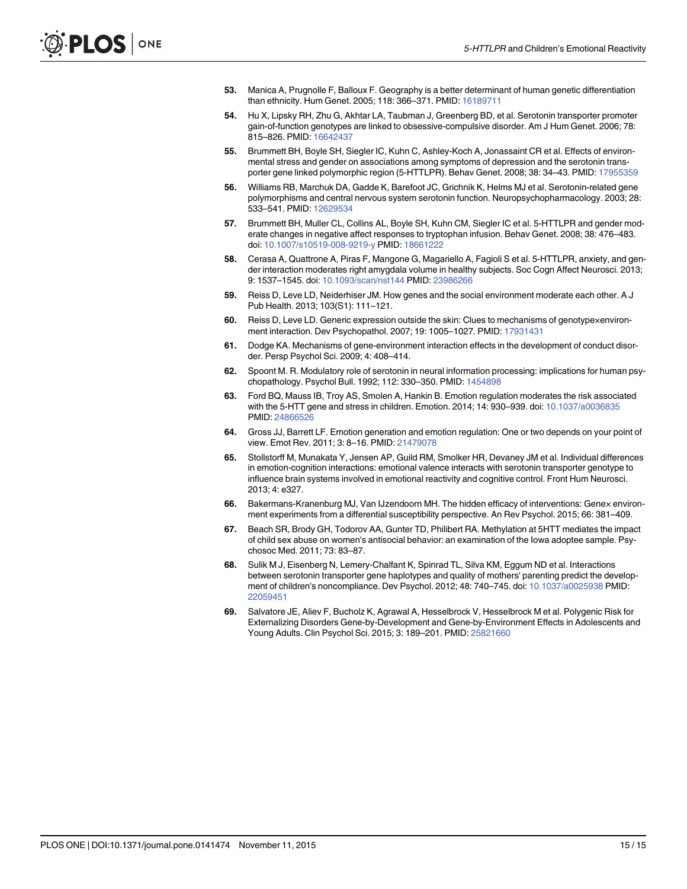53. Manica A, Prugnolle F, Balloux F. Geography is a better determinant of human genetic differentiation than ethnicity. Hum Genet. 2005; 118: 366–371. PMID: 16189711

54. Hu X, Lipsky RH, Zhu G, Akhtar LA, Taubman J, Greenberg BD, et al. Serotonin transporter promoter gain-of-function genotypes are linked to obsessive-compulsive disorder. Am J Hum Genet. 2006; 78: 815–826. PMID: 16642437

55. Brummett BH, Boyle SH, Siegler IC, Kuhn C, Ashley-Koch A, Jonassaint CR et al. Effects of environmental stress and gender on associations among symptoms of depression and the serotonin transporter gene linked polymorphic region (5-HTTLPR). Behav Genet. 2008; 38: 34–43. PMID: 17955359

56. Williams RB, Marchuk DA, Gadde K, Barefoot JC, Grichnik K, Helms MJ et al. Serotonin-related gene polymorphisms and central nervous system serotonin function. Neuropsychopharmacology. 2003; 28: 533–541. PMID: 12629534

57. Brummett BH, Muller CL, Collins AL, Boyle SH, Kuhn CM, Siegler IC et al. 5-HTTLPR and gender moderate changes in negative affect responses to tryptophan infusion. Behav Genet. 2008; 38: 476–483. doi: 10.1007/s10519-008-9219-y PMID: 18661222

58. Cerasa A, Quattrone A, Piras F, Mangone G, Magariello A, Fagioli S et al. 5-HTTLPR, anxiety, and gender interaction moderates right amygdala volume in healthy subjects. Soc Cogn Affect Neurosci. 2013; 9: 1537–1545. doi: 10.1093/scan/nst144 PMID: 23986266

59. Reiss D, Leve LD, Neiderhiser JM. How genes and the social environment moderate each other. A J Pub Health. 2013; 103(S1): 111–121.

60. Reiss D, Leve LD. Generic expression outside the skin: Clues to mechanisms of genotype×environment interaction. Dev Psychopathol. 2007; 19: 1005–1027. PMID: 17931431

61. Dodge KA. Mechanisms of gene-environment interaction effects in the development of conduct disorder. Persp Psychol Sci. 2009; 4: 408–414.

62. Spoont M. R. Modulatory role of serotonin in neural information processing: implications for human psychopathology. Psychol Bull. 1992; 112: 330–350. PMID: 1454898

63. Ford BQ, Mauss IB, Troy AS, Smolen A, Hankin B. Emotion regulation moderates the risk associated with the 5-HTT gene and stress in children. Emotion. 2014; 14: 930–939. doi: 10.1037/a0036835 PMID: 24866526

64. Gross JJ, Barrett LF. Emotion generation and emotion regulation: One or two depends on your point of view. Emot Rev. 2011; 3: 8–16. PMID: 21479078

65. Stollstorff M, Munakata Y, Jensen AP, Guild RM, Smolker HR, Devaney JM et al. Individual differences in emotion-cognition interactions: emotional valence interacts with serotonin transporter genotype to influence brain systems involved in emotional reactivity and cognitive control. Front Hum Neurosci. 2013; 4: e327.

66. Bakermans-Kranenburg MJ, Van IJzendoorn MH. The hidden efficacy of interventions: Gene× environment experiments from a differential susceptibility perspective. An Rev Psychol. 2015; 66: 381–409.

67. Beach SR, Brody GH, Todorov AA, Gunter TD, Philibert RA. Methylation at 5HTT mediates the impact of child sex abuse on women's antisocial behavior: an examination of the Iowa adoptee sample. Psychosoc Med. 2011; 73: 83–87.

68. Sulik M J, Eisenberg N, Lemery-Chalfant K, Spinrad TL, Silva KM, Eggum ND et al. Interactions between serotonin transporter gene haplotypes and quality of mothers' parenting predict the development of children's noncompliance. Dev Psychol. 2012; 48: 740–745. doi: 10.1037/a0025938 PMID: 22059451

69. Salvatore JE, Aliev F, Bucholz K, Agrawal A, Hesselbrock V, Hesselbrock M et al. Polygenic Risk for Externalizing Disorders Gene-by-Development and Gene-by-Environment Effects in Adolescents and Young Adults. Clin Psychol Sci. 2015; 3: 189–201. PMID: 25821660